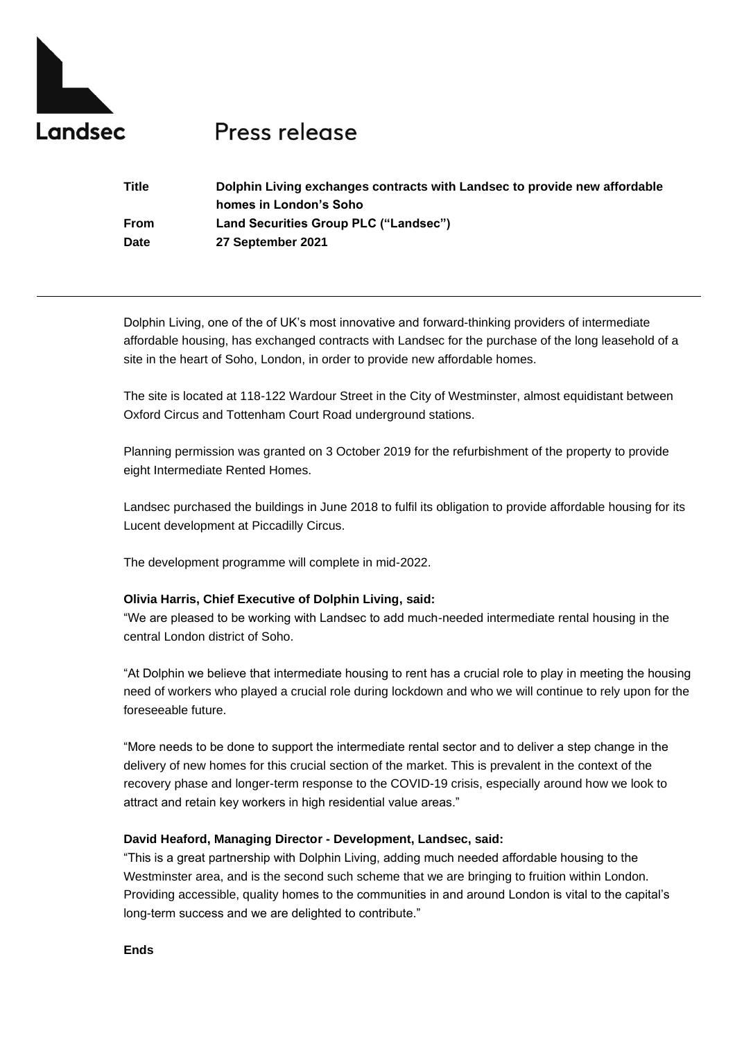Landsec

# Press release

| | |
|---|---|
| **Title** | **Dolphin Living exchanges contracts with Landsec to provide new affordable homes in London's Soho** |
| **From** | **Land Securities Group PLC ("Landsec")** |
| **Date** | **27 September 2021** |

---

Dolphin Living, one of the of UK's most innovative and forward-thinking providers of intermediate affordable housing, has exchanged contracts with Landsec for the purchase of the long leasehold of a site in the heart of Soho, London, in order to provide new affordable homes.

The site is located at 118-122 Wardour Street in the City of Westminster, almost equidistant between Oxford Circus and Tottenham Court Road underground stations.

Planning permission was granted on 3 October 2019 for the refurbishment of the property to provide eight Intermediate Rented Homes.

Landsec purchased the buildings in June 2018 to fulfil its obligation to provide affordable housing for its Lucent development at Piccadilly Circus.

The development programme will complete in mid-2022.

**Olivia Harris, Chief Executive of Dolphin Living, said:**
"We are pleased to be working with Landsec to add much-needed intermediate rental housing in the central London district of Soho.

"At Dolphin we believe that intermediate housing to rent has a crucial role to play in meeting the housing need of workers who played a crucial role during lockdown and who we will continue to rely upon for the foreseeable future.

"More needs to be done to support the intermediate rental sector and to deliver a step change in the delivery of new homes for this crucial section of the market. This is prevalent in the context of the recovery phase and longer-term response to the COVID-19 crisis, especially around how we look to attract and retain key workers in high residential value areas."

**David Heaford, Managing Director - Development, Landsec, said:**
"This is a great partnership with Dolphin Living, adding much needed affordable housing to the Westminster area, and is the second such scheme that we are bringing to fruition within London. Providing accessible, quality homes to the communities in and around London is vital to the capital's long-term success and we are delighted to contribute."

**Ends**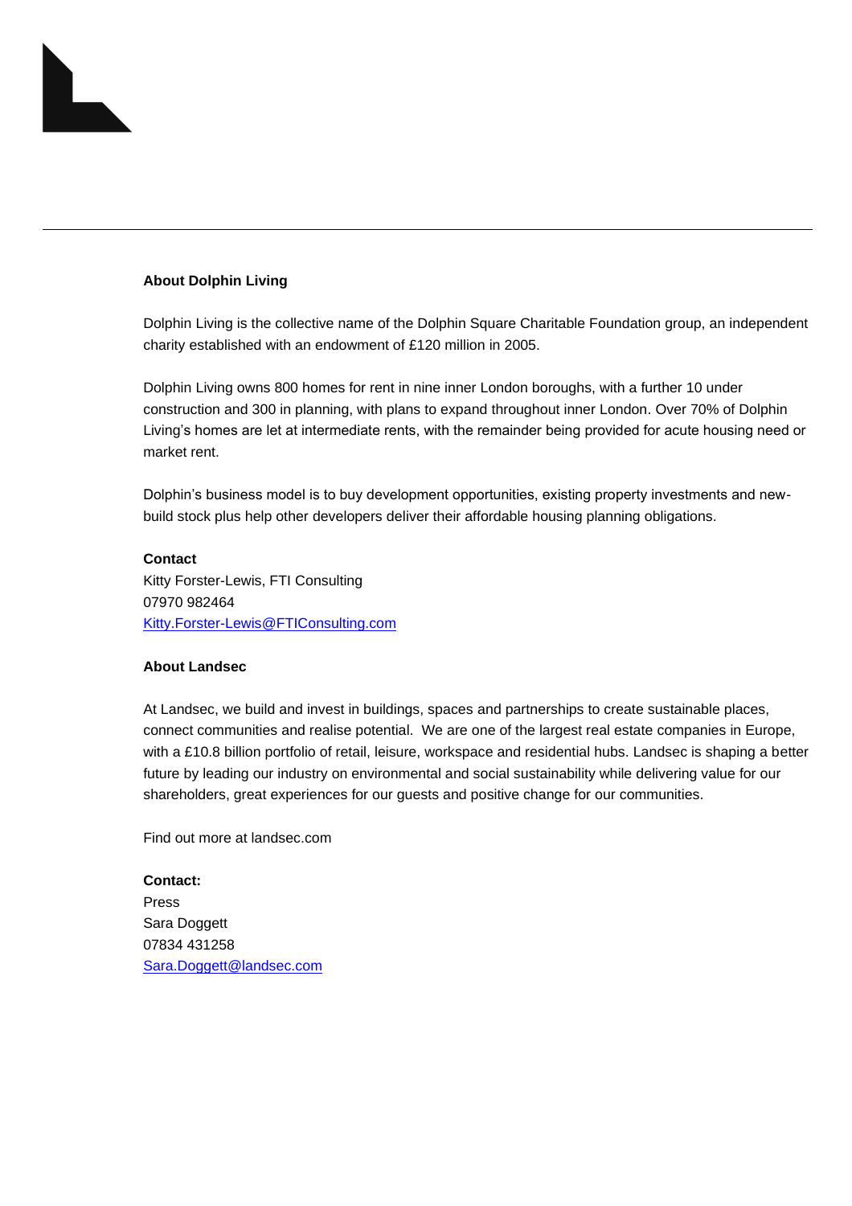**About Dolphin Living**

Dolphin Living is the collective name of the Dolphin Square Charitable Foundation group, an independent charity established with an endowment of £120 million in 2005.

Dolphin Living owns 800 homes for rent in nine inner London boroughs, with a further 10 under construction and 300 in planning, with plans to expand throughout inner London. Over 70% of Dolphin Living's homes are let at intermediate rents, with the remainder being provided for acute housing need or market rent.

Dolphin's business model is to buy development opportunities, existing property investments and new-build stock plus help other developers deliver their affordable housing planning obligations.

**Contact**
Kitty Forster-Lewis, FTI Consulting
07970 982464
Kitty.Forster-Lewis@FTIConsulting.com

**About Landsec**

At Landsec, we build and invest in buildings, spaces and partnerships to create sustainable places, connect communities and realise potential. We are one of the largest real estate companies in Europe, with a £10.8 billion portfolio of retail, leisure, workspace and residential hubs. Landsec is shaping a better future by leading our industry on environmental and social sustainability while delivering value for our shareholders, great experiences for our guests and positive change for our communities.

Find out more at landsec.com

**Contact:**
Press
Sara Doggett
07834 431258
Sara.Doggett@landsec.com